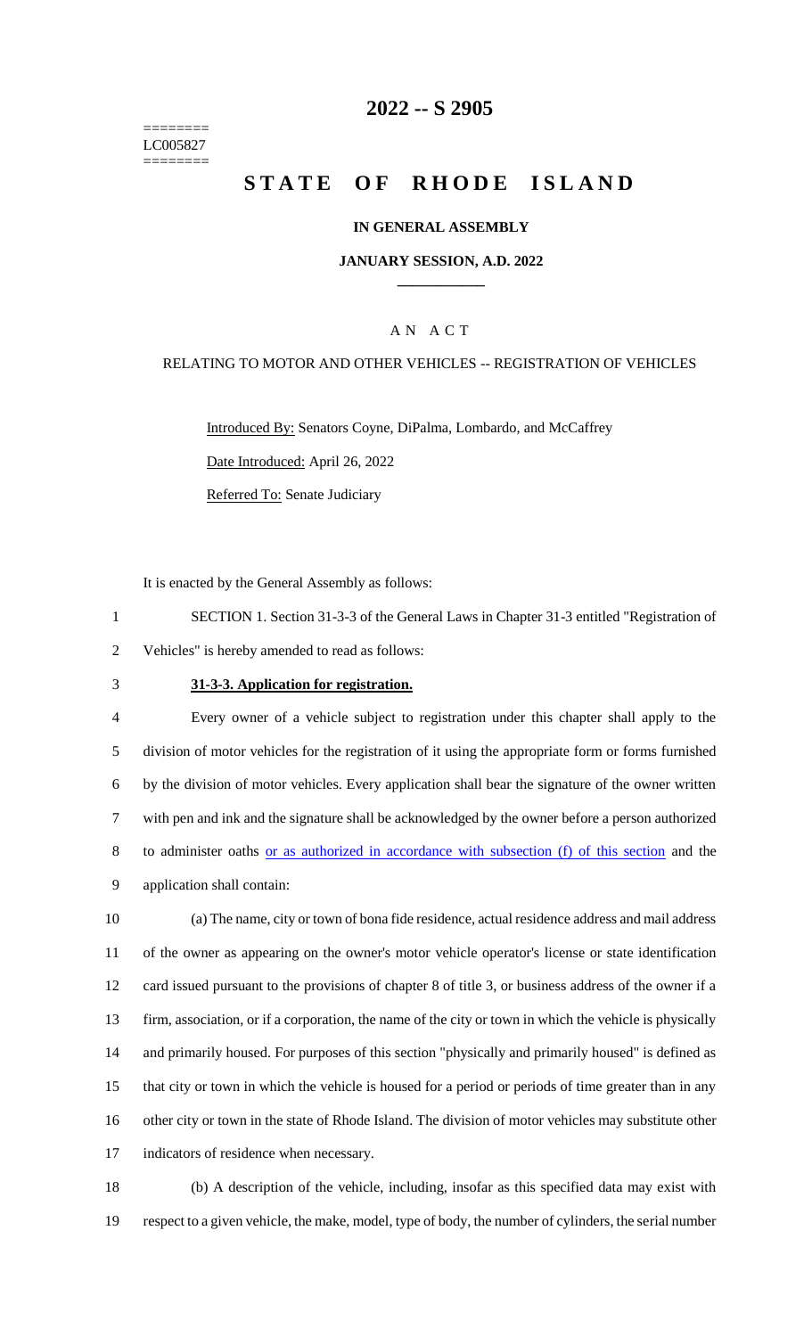========
LC005827
========

# 2022 -- S 2905

# STATE OF RHODE ISLAND

## IN GENERAL ASSEMBLY

### JANUARY SESSION, A.D. 2022

---

### A N A C T

RELATING TO MOTOR AND OTHER VEHICLES -- REGISTRATION OF VEHICLES

Introduced By: Senators Coyne, DiPalma, Lombardo, and McCaffrey

Date Introduced: April 26, 2022

Referred To: Senate Judiciary

It is enacted by the General Assembly as follows:

SECTION 1. Section 31-3-3 of the General Laws in Chapter 31-3 entitled "Registration of Vehicles" is hereby amended to read as follows:

**31-3-3. Application for registration.**

Every owner of a vehicle subject to registration under this chapter shall apply to the division of motor vehicles for the registration of it using the appropriate form or forms furnished by the division of motor vehicles. Every application shall bear the signature of the owner written with pen and ink and the signature shall be acknowledged by the owner before a person authorized to administer oaths <u>or as authorized in accordance with subsection (f) of this section</u> and the application shall contain:

(a) The name, city or town of bona fide residence, actual residence address and mail address of the owner as appearing on the owner's motor vehicle operator's license or state identification card issued pursuant to the provisions of chapter 8 of title 3, or business address of the owner if a firm, association, or if a corporation, the name of the city or town in which the vehicle is physically and primarily housed. For purposes of this section "physically and primarily housed" is defined as that city or town in which the vehicle is housed for a period or periods of time greater than in any other city or town in the state of Rhode Island. The division of motor vehicles may substitute other indicators of residence when necessary.

(b) A description of the vehicle, including, insofar as this specified data may exist with respect to a given vehicle, the make, model, type of body, the number of cylinders, the serial number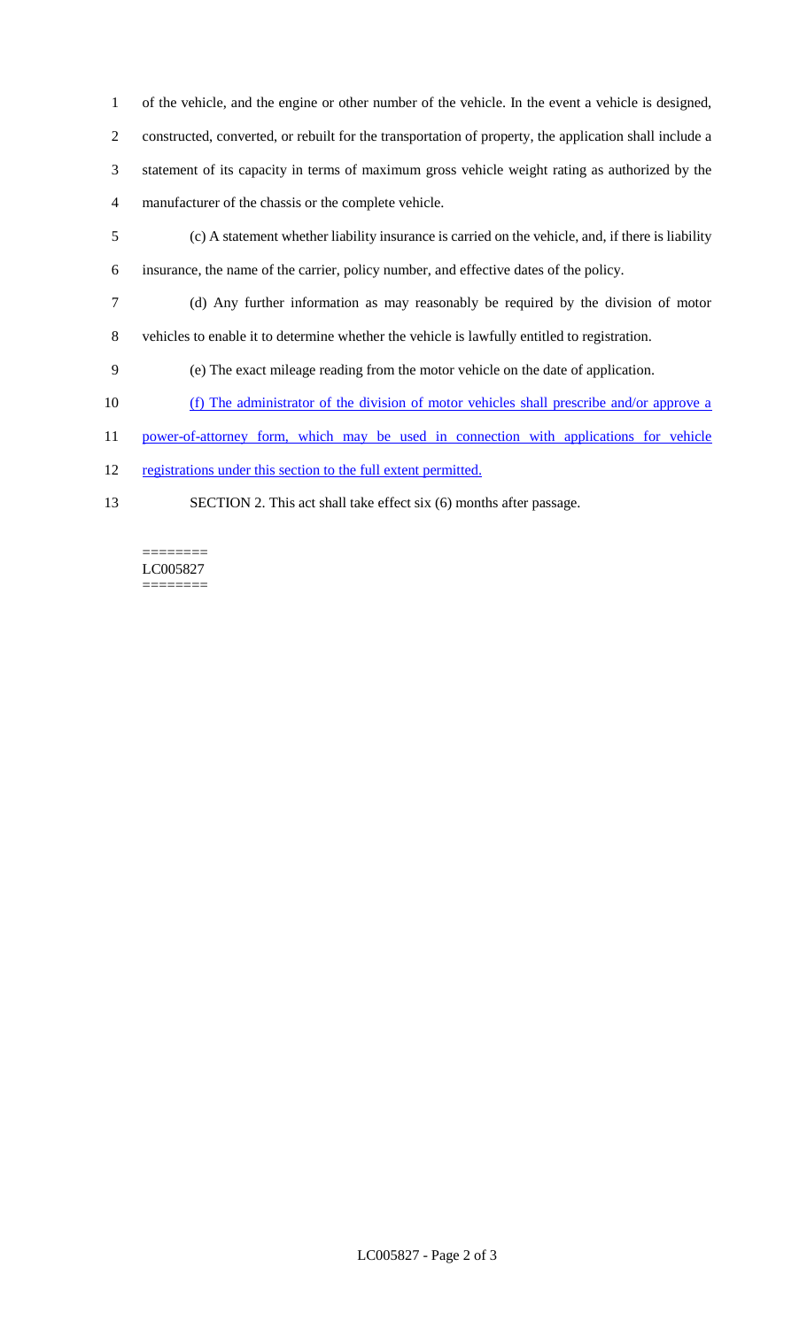of the vehicle, and the engine or other number of the vehicle. In the event a vehicle is designed, constructed, converted, or rebuilt for the transportation of property, the application shall include a statement of its capacity in terms of maximum gross vehicle weight rating as authorized by the manufacturer of the chassis or the complete vehicle.

(c) A statement whether liability insurance is carried on the vehicle, and, if there is liability insurance, the name of the carrier, policy number, and effective dates of the policy.

(d) Any further information as may reasonably be required by the division of motor vehicles to enable it to determine whether the vehicle is lawfully entitled to registration.

(e) The exact mileage reading from the motor vehicle on the date of application.

(f) The administrator of the division of motor vehicles shall prescribe and/or approve a power-of-attorney form, which may be used in connection with applications for vehicle registrations under this section to the full extent permitted.

SECTION 2. This act shall take effect six (6) months after passage.

========
LC005827
========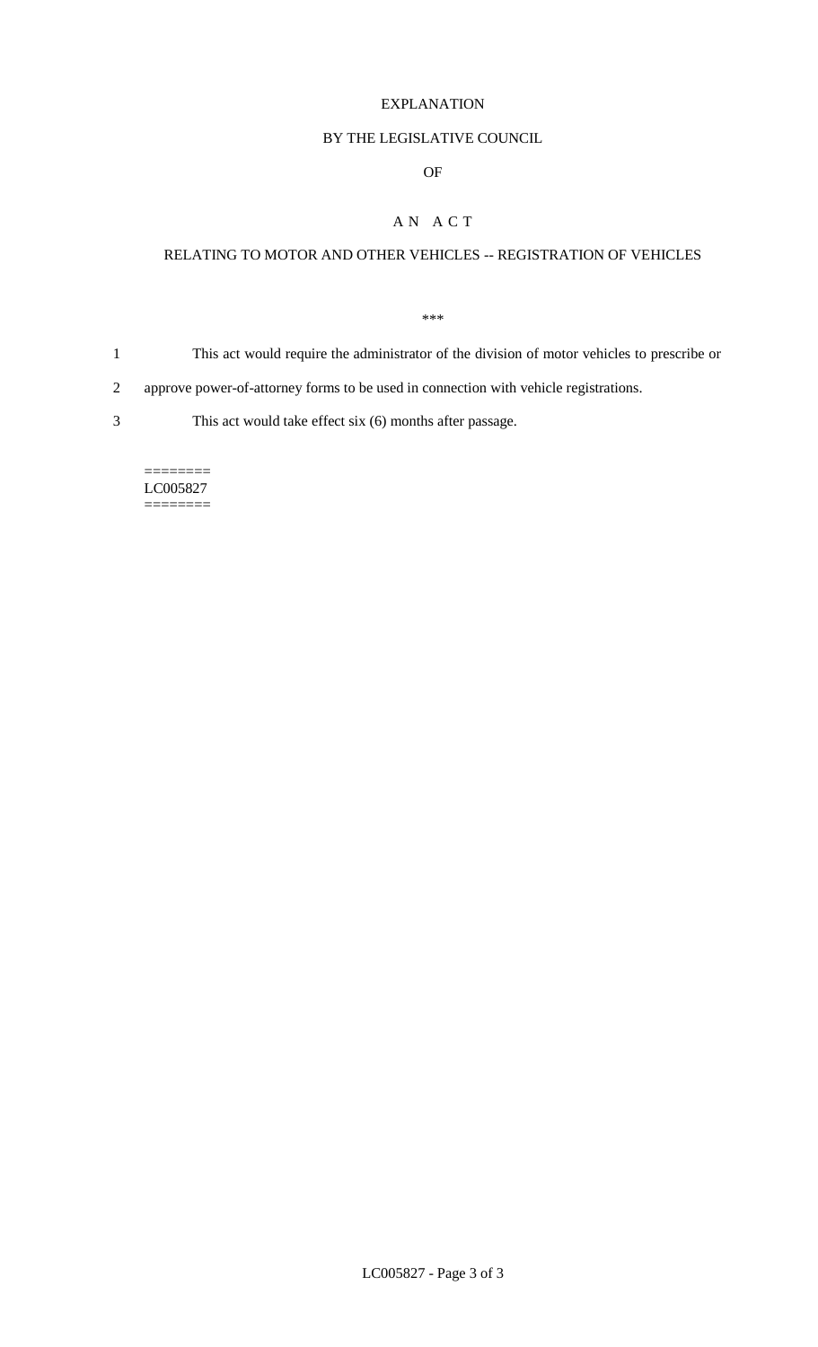EXPLANATION

BY THE LEGISLATIVE COUNCIL

OF

A N A C T

RELATING TO MOTOR AND OTHER VEHICLES -- REGISTRATION OF VEHICLES

\*\*\*

1 This act would require the administrator of the division of motor vehicles to prescribe or

2 approve power-of-attorney forms to be used in connection with vehicle registrations.

3 This act would take effect six (6) months after passage.

========
LC005827
========